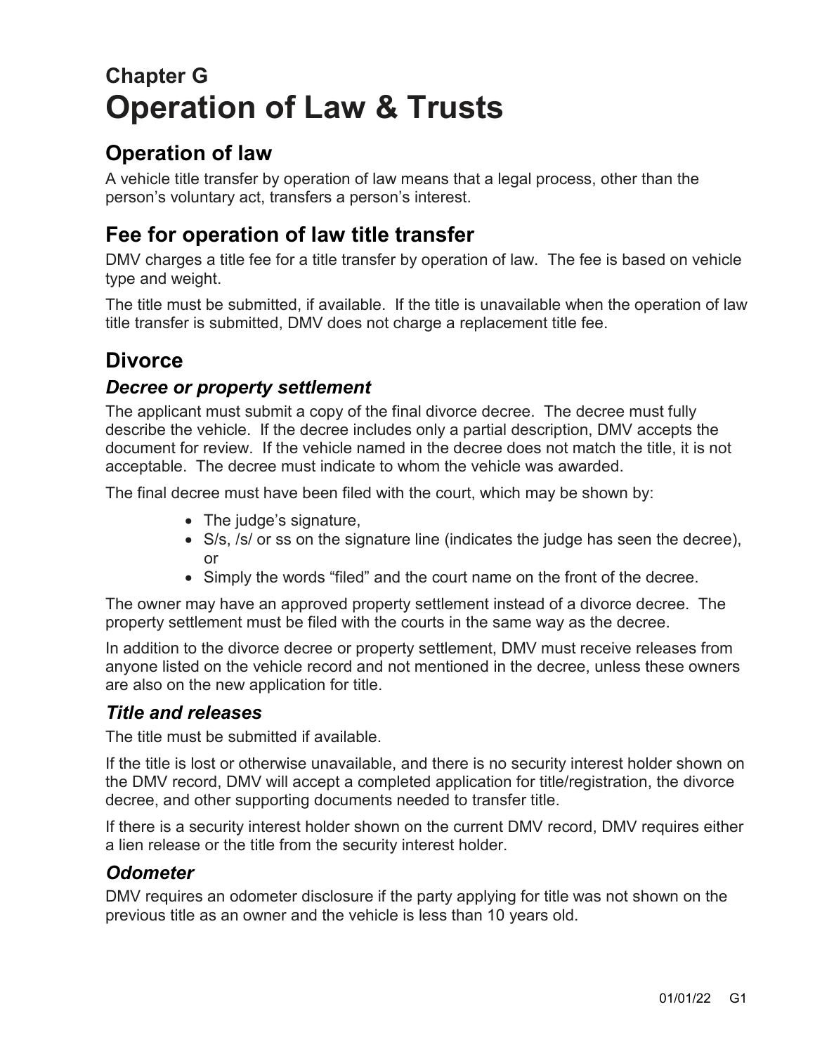# Chapter G
# Operation of Law & Trusts

## Operation of law

A vehicle title transfer by operation of law means that a legal process, other than the person's voluntary act, transfers a person's interest.

## Fee for operation of law title transfer

DMV charges a title fee for a title transfer by operation of law. The fee is based on vehicle type and weight.

The title must be submitted, if available. If the title is unavailable when the operation of law title transfer is submitted, DMV does not charge a replacement title fee.

## Divorce

### *Decree or property settlement*

The applicant must submit a copy of the final divorce decree. The decree must fully describe the vehicle. If the decree includes only a partial description, DMV accepts the document for review. If the vehicle named in the decree does not match the title, it is not acceptable. The decree must indicate to whom the vehicle was awarded.

The final decree must have been filed with the court, which may be shown by:

- The judge's signature,
- S/s, /s/ or ss on the signature line (indicates the judge has seen the decree), or
- Simply the words "filed" and the court name on the front of the decree.

The owner may have an approved property settlement instead of a divorce decree. The property settlement must be filed with the courts in the same way as the decree.

In addition to the divorce decree or property settlement, DMV must receive releases from anyone listed on the vehicle record and not mentioned in the decree, unless these owners are also on the new application for title.

### *Title and releases*

The title must be submitted if available.

If the title is lost or otherwise unavailable, and there is no security interest holder shown on the DMV record, DMV will accept a completed application for title/registration, the divorce decree, and other supporting documents needed to transfer title.

If there is a security interest holder shown on the current DMV record, DMV requires either a lien release or the title from the security interest holder.

### *Odometer*

DMV requires an odometer disclosure if the party applying for title was not shown on the previous title as an owner and the vehicle is less than 10 years old.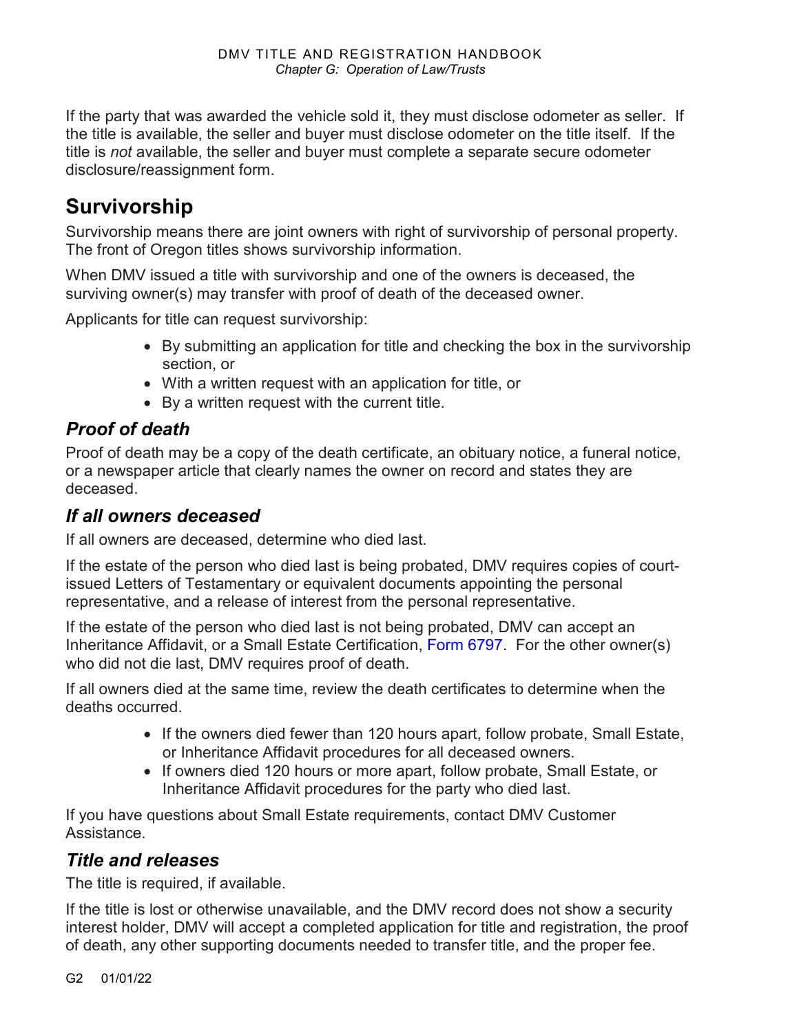If the party that was awarded the vehicle sold it, they must disclose odometer as seller. If the title is available, the seller and buyer must disclose odometer on the title itself. If the title is *not* available, the seller and buyer must complete a separate secure odometer disclosure/reassignment form.

## Survivorship

Survivorship means there are joint owners with right of survivorship of personal property. The front of Oregon titles shows survivorship information.

When DMV issued a title with survivorship and one of the owners is deceased, the surviving owner(s) may transfer with proof of death of the deceased owner.

Applicants for title can request survivorship:

- By submitting an application for title and checking the box in the survivorship section, or
- With a written request with an application for title, or
- By a written request with the current title.

### *Proof of death*

Proof of death may be a copy of the death certificate, an obituary notice, a funeral notice, or a newspaper article that clearly names the owner on record and states they are deceased.

### *If all owners deceased*

If all owners are deceased, determine who died last.

If the estate of the person who died last is being probated, DMV requires copies of court-issued Letters of Testamentary or equivalent documents appointing the personal representative, and a release of interest from the personal representative.

If the estate of the person who died last is not being probated, DMV can accept an Inheritance Affidavit, or a Small Estate Certification, Form 6797. For the other owner(s) who did not die last, DMV requires proof of death.

If all owners died at the same time, review the death certificates to determine when the deaths occurred.

- If the owners died fewer than 120 hours apart, follow probate, Small Estate, or Inheritance Affidavit procedures for all deceased owners.
- If owners died 120 hours or more apart, follow probate, Small Estate, or Inheritance Affidavit procedures for the party who died last.

If you have questions about Small Estate requirements, contact DMV Customer Assistance.

### *Title and releases*

The title is required, if available.

If the title is lost or otherwise unavailable, and the DMV record does not show a security interest holder, DMV will accept a completed application for title and registration, the proof of death, any other supporting documents needed to transfer title, and the proper fee.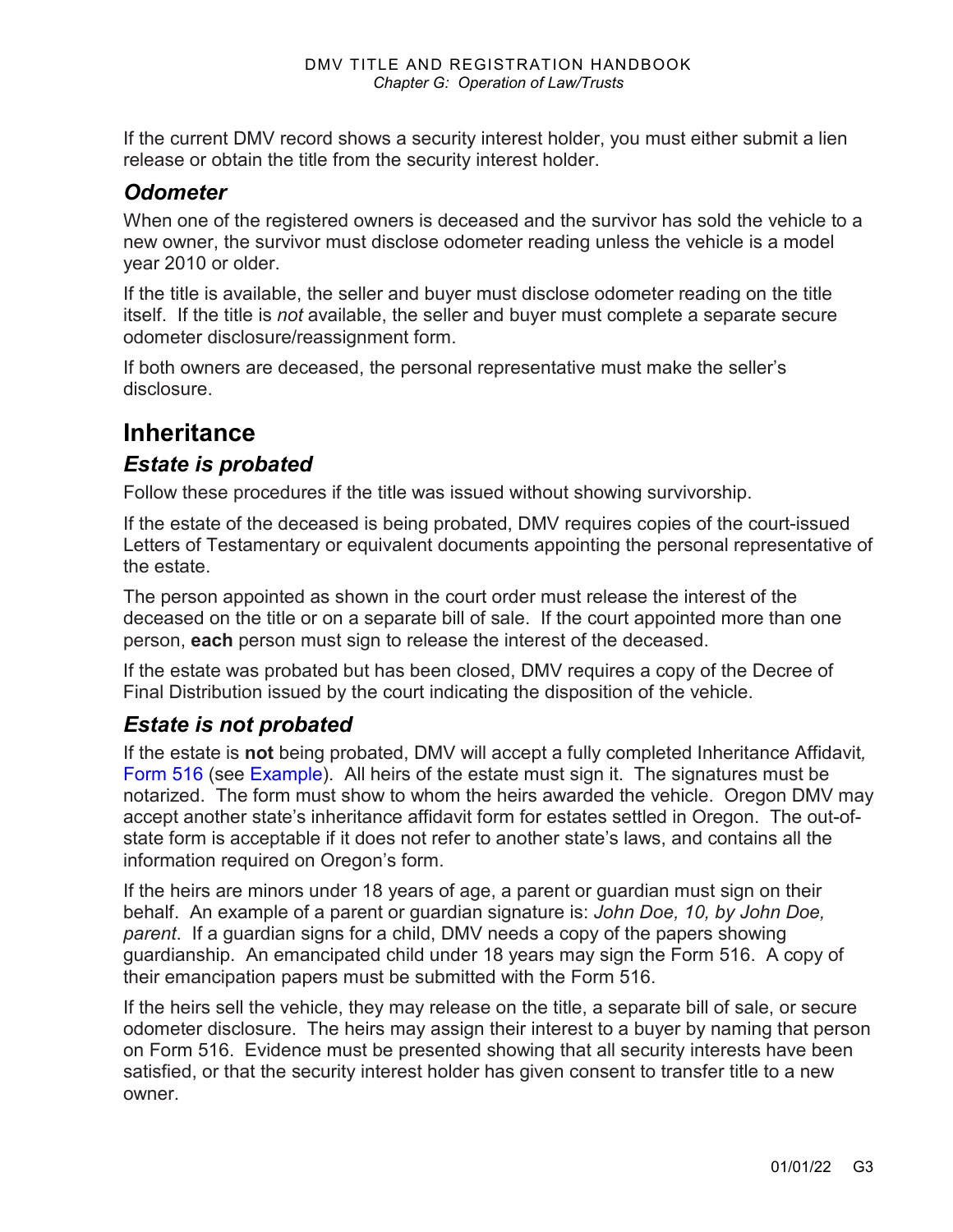If the current DMV record shows a security interest holder, you must either submit a lien release or obtain the title from the security interest holder.

### *Odometer*

When one of the registered owners is deceased and the survivor has sold the vehicle to a new owner, the survivor must disclose odometer reading unless the vehicle is a model year 2010 or older.

If the title is available, the seller and buyer must disclose odometer reading on the title itself. If the title is *not* available, the seller and buyer must complete a separate secure odometer disclosure/reassignment form.

If both owners are deceased, the personal representative must make the seller's disclosure.

## Inheritance

### *Estate is probated*

Follow these procedures if the title was issued without showing survivorship.

If the estate of the deceased is being probated, DMV requires copies of the court-issued Letters of Testamentary or equivalent documents appointing the personal representative of the estate.

The person appointed as shown in the court order must release the interest of the deceased on the title or on a separate bill of sale. If the court appointed more than one person, **each** person must sign to release the interest of the deceased.

If the estate was probated but has been closed, DMV requires a copy of the Decree of Final Distribution issued by the court indicating the disposition of the vehicle.

### *Estate is not probated*

If the estate is **not** being probated, DMV will accept a fully completed Inheritance Affidavit*,* Form 516 (see Example). All heirs of the estate must sign it. The signatures must be notarized. The form must show to whom the heirs awarded the vehicle. Oregon DMV may accept another state's inheritance affidavit form for estates settled in Oregon. The out-of-state form is acceptable if it does not refer to another state's laws, and contains all the information required on Oregon's form.

If the heirs are minors under 18 years of age, a parent or guardian must sign on their behalf. An example of a parent or guardian signature is: *John Doe, 10, by John Doe, parent*. If a guardian signs for a child, DMV needs a copy of the papers showing guardianship. An emancipated child under 18 years may sign the Form 516. A copy of their emancipation papers must be submitted with the Form 516.

If the heirs sell the vehicle, they may release on the title, a separate bill of sale, or secure odometer disclosure. The heirs may assign their interest to a buyer by naming that person on Form 516. Evidence must be presented showing that all security interests have been satisfied, or that the security interest holder has given consent to transfer title to a new owner.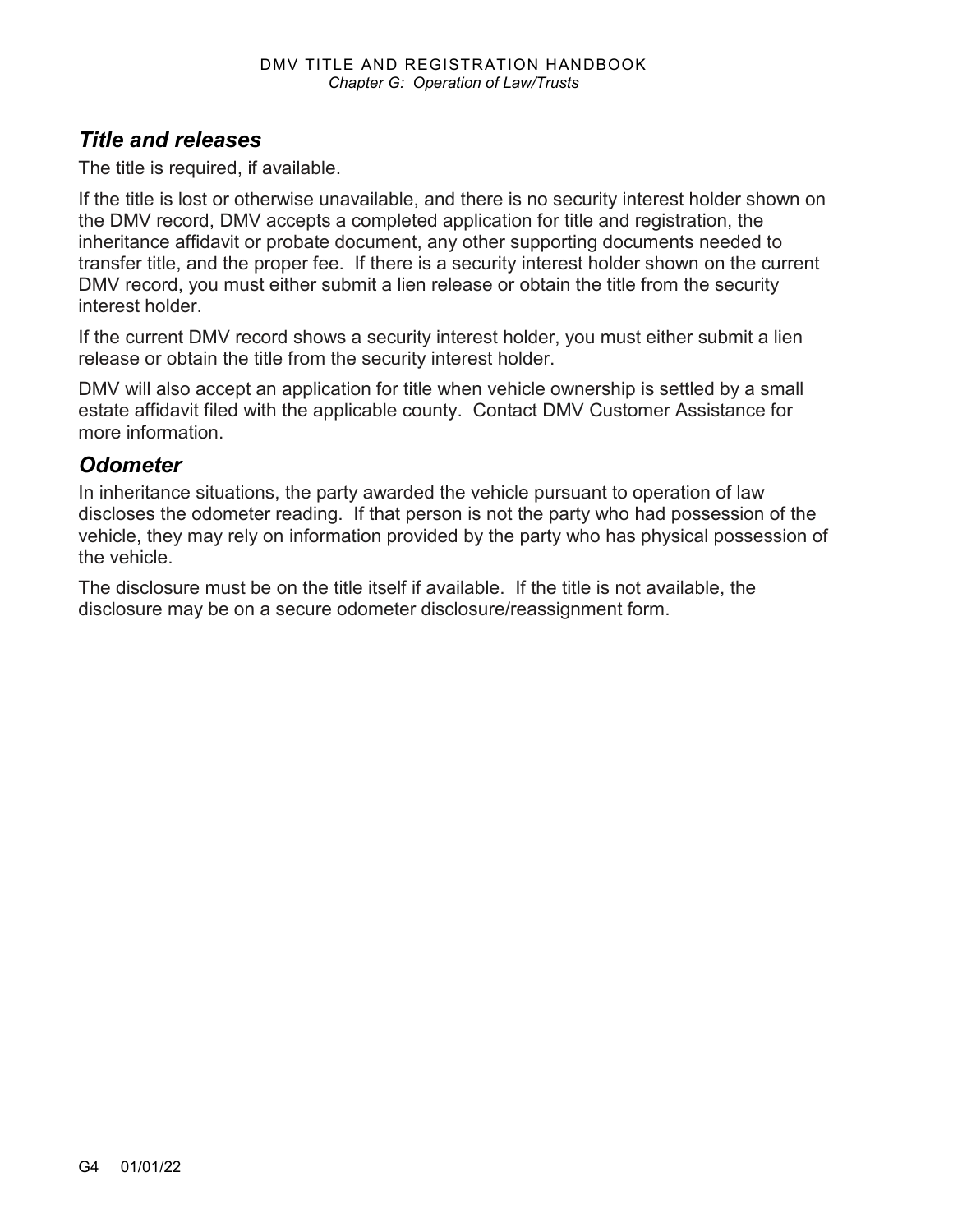## *Title and releases*

The title is required, if available.

If the title is lost or otherwise unavailable, and there is no security interest holder shown on the DMV record, DMV accepts a completed application for title and registration, the inheritance affidavit or probate document, any other supporting documents needed to transfer title, and the proper fee. If there is a security interest holder shown on the current DMV record, you must either submit a lien release or obtain the title from the security interest holder.

If the current DMV record shows a security interest holder, you must either submit a lien release or obtain the title from the security interest holder.

DMV will also accept an application for title when vehicle ownership is settled by a small estate affidavit filed with the applicable county. Contact DMV Customer Assistance for more information.

## *Odometer*

In inheritance situations, the party awarded the vehicle pursuant to operation of law discloses the odometer reading. If that person is not the party who had possession of the vehicle, they may rely on information provided by the party who has physical possession of the vehicle.

The disclosure must be on the title itself if available. If the title is not available, the disclosure may be on a secure odometer disclosure/reassignment form.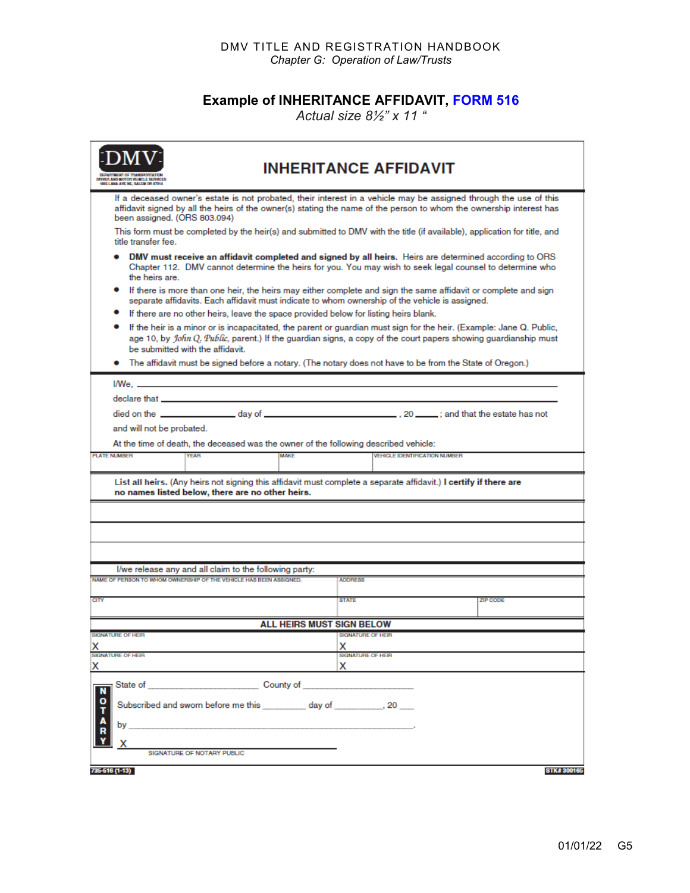DMV TITLE AND REGISTRATION HANDBOOK
*Chapter G: Operation of Law/Trusts*

## Example of INHERITANCE AFFIDAVIT, FORM 516

*Actual size 8½" x 11 "*

DMV
DEPARTMENT OF TRANSPORTATION
DRIVER AND MOTOR VEHICLE SERVICES
1905 LANA AVE NE, SALEM OR 97314

# INHERITANCE AFFIDAVIT

If a deceased owner's estate is not probated, their interest in a vehicle may be assigned through the use of this affidavit signed by all the heirs of the owner(s) stating the name of the person to whom the ownership interest has been assigned. (ORS 803.094)

This form must be completed by the heir(s) and submitted to DMV with the title (if available), application for title, and title transfer fee.

- **DMV must receive an affidavit completed and signed by all heirs.** Heirs are determined according to ORS Chapter 112. DMV cannot determine the heirs for you. You may wish to seek legal counsel to determine who the heirs are.
- If there is more than one heir, the heirs may either complete and sign the same affidavit or complete and sign separate affidavits. Each affidavit must indicate to whom ownership of the vehicle is assigned.
- If there are no other heirs, leave the space provided below for listing heirs blank.
- If the heir is a minor or is incapacitated, the parent or guardian must sign for the heir. (Example: Jane Q. Public, age 10, by *John Q. Public*, parent.) If the guardian signs, a copy of the court papers showing guardianship must be submitted with the affidavit.
- The affidavit must be signed before a notary. (The notary does not have to be from the State of Oregon.)

I/We, ______________________________________________

declare that ______________________________________________

died on the ____________ day of ______________________, 20 _____; and that the estate has not and will not be probated.

At the time of death, the deceased was the owner of the following described vehicle:

| PLATE NUMBER | YEAR | MAKE | VEHICLE IDENTIFICATION NUMBER |
|---|---|---|---|
| | | | |

**List all heirs.** (Any heirs not signing this affidavit must complete a separate affidavit.) **I certify if there are no names listed below, there are no other heirs.**

______________________________________________

______________________________________________

______________________________________________

I/we release any and all claim to the following party:

| NAME OF PERSON TO WHOM OWNERSHIP OF THE VEHICLE HAS BEEN ASSIGNED. | ADDRESS | |
|---|---|---|
| CITY | STATE | ZIP CODE |

**ALL HEIRS MUST SIGN BELOW**

| SIGNATURE OF HEIR | SIGNATURE OF HEIR |
|---|---|
| X | X |
| SIGNATURE OF HEIR | SIGNATURE OF HEIR |
| X | X |

NOTARY

State of ______________________ County of ______________________

Subscribed and sworn before me this ________ day of __________, 20 ___

by ______________________________________________.

X ______________________________________________
SIGNATURE OF NOTARY PUBLIC

735-516 (1-13) STK# 300165

01/01/22 G5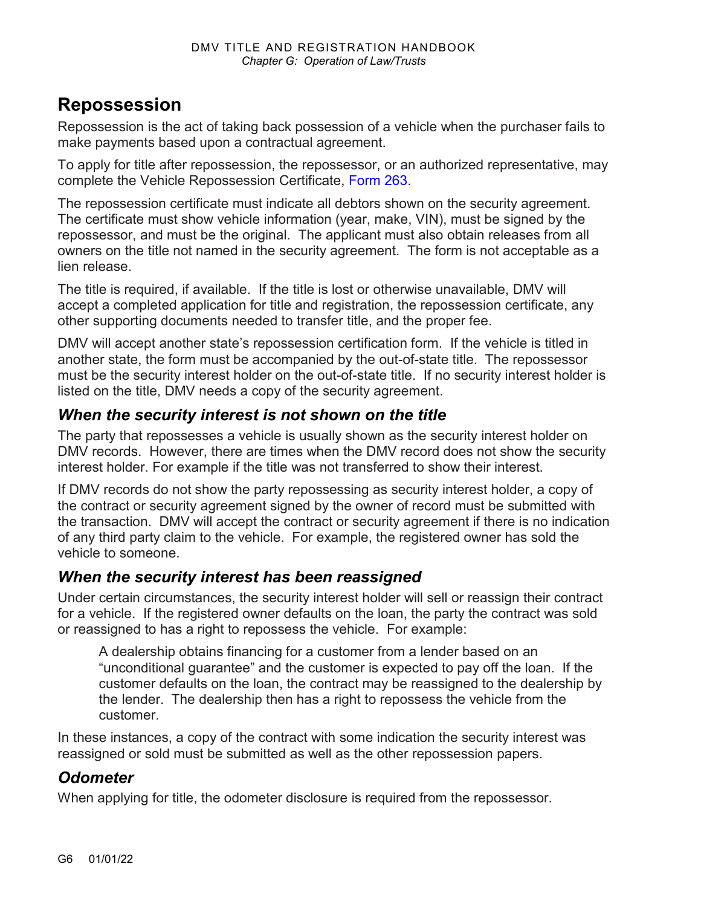# Repossession

Repossession is the act of taking back possession of a vehicle when the purchaser fails to make payments based upon a contractual agreement.

To apply for title after repossession, the repossessor, or an authorized representative, may complete the Vehicle Repossession Certificate, Form 263.

The repossession certificate must indicate all debtors shown on the security agreement. The certificate must show vehicle information (year, make, VIN), must be signed by the repossessor, and must be the original. The applicant must also obtain releases from all owners on the title not named in the security agreement. The form is not acceptable as a lien release.

The title is required, if available. If the title is lost or otherwise unavailable, DMV will accept a completed application for title and registration, the repossession certificate, any other supporting documents needed to transfer title, and the proper fee.

DMV will accept another state's repossession certification form. If the vehicle is titled in another state, the form must be accompanied by the out-of-state title. The repossessor must be the security interest holder on the out-of-state title. If no security interest holder is listed on the title, DMV needs a copy of the security agreement.

## *When the security interest is not shown on the title*

The party that repossesses a vehicle is usually shown as the security interest holder on DMV records. However, there are times when the DMV record does not show the security interest holder. For example if the title was not transferred to show their interest.

If DMV records do not show the party repossessing as security interest holder, a copy of the contract or security agreement signed by the owner of record must be submitted with the transaction. DMV will accept the contract or security agreement if there is no indication of any third party claim to the vehicle. For example, the registered owner has sold the vehicle to someone.

## *When the security interest has been reassigned*

Under certain circumstances, the security interest holder will sell or reassign their contract for a vehicle. If the registered owner defaults on the loan, the party the contract was sold or reassigned to has a right to repossess the vehicle. For example:

> A dealership obtains financing for a customer from a lender based on an "unconditional guarantee" and the customer is expected to pay off the loan. If the customer defaults on the loan, the contract may be reassigned to the dealership by the lender. The dealership then has a right to repossess the vehicle from the customer.

In these instances, a copy of the contract with some indication the security interest was reassigned or sold must be submitted as well as the other repossession papers.

## *Odometer*

When applying for title, the odometer disclosure is required from the repossessor.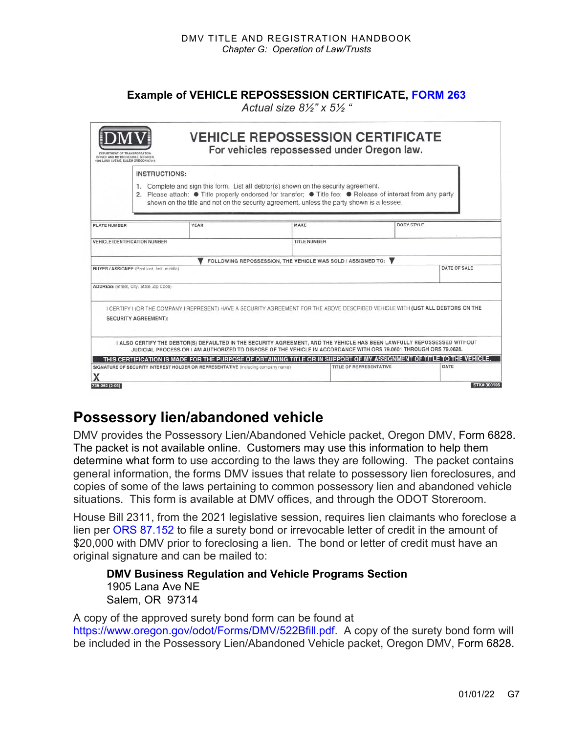**Example of VEHICLE REPOSSESSION CERTIFICATE, FORM 263**

*Actual size 8½" x 5½ "*

DMV
DEPARTMENT OF TRANSPORTATION
DRIVER AND MOTOR VEHICLE SERVICES
1905 LANA AVE NE SALEM OREGON 97314

## VEHICLE REPOSSESSION CERTIFICATE

For vehicles repossessed under Oregon law.

INSTRUCTIONS:

1. Complete and sign this form. List all debtor(s) shown on the security agreement.
2. Please attach: ● Title properly endorsed for transfer; ● Title fee; ● Release of interest from any party shown on the title and not on the security agreement, unless the party shown is a lessee.

| PLATE NUMBER | YEAR | MAKE | BODY STYLE |
|---|---|---|---|
| VEHICLE IDENTIFICATION NUMBER | | TITLE NUMBER | |

▼ FOLLOWING REPOSSESSION, THE VEHICLE WAS SOLD / ASSIGNED TO: ▼

| BUYER / ASSIGNEE (Print last, first, middle) | DATE OF SALE |
|---|---|
| ADDRESS (Street, City, State, Zip Code) | |

I CERTIFY I (OR THE COMPANY I REPRESENT) HAVE A SECURITY AGREEMENT FOR THE ABOVE DESCRIBED VEHICLE WITH (LIST ALL DEBTORS ON THE SECURITY AGREEMENT):

I ALSO CERTIFY THE DEBTOR(S) DEFAULTED IN THE SECURITY AGREEMENT, AND THE VEHICLE HAS BEEN LAWFULLY REPOSSESSED WITHOUT JUDICIAL PROCESS OR I AM AUTHORIZED TO DISPOSE OF THE VEHICLE IN ACCORDANCE WITH ORS 79.0601 THROUGH ORS 79.0628.

THIS CERTIFICATION IS MADE FOR THE PURPOSE OF OBTAINING TITLE OR IN SUPPORT OF MY ASSIGNMENT OF TITLE TO THE VEHICLE.

| SIGNATURE OF SECURITY INTEREST HOLDER OR REPRESENTATIVE (including company name) | TITLE OF REPRESENTATIVE | DATE |
|---|---|---|
| X | | |

735-263 (2-04) STK# 300106

# Possessory lien/abandoned vehicle

DMV provides the Possessory Lien/Abandoned Vehicle packet, Oregon DMV, Form 6828. The packet is not available online. Customers may use this information to help them determine what form to use according to the laws they are following. The packet contains general information, the forms DMV issues that relate to possessory lien foreclosures, and copies of some of the laws pertaining to common possessory lien and abandoned vehicle situations. This form is available at DMV offices, and through the ODOT Storeroom.

House Bill 2311, from the 2021 legislative session, requires lien claimants who foreclose a lien per ORS 87.152 to file a surety bond or irrevocable letter of credit in the amount of $20,000 with DMV prior to foreclosing a lien. The bond or letter of credit must have an original signature and can be mailed to:

**DMV Business Regulation and Vehicle Programs Section**
1905 Lana Ave NE
Salem, OR 97314

A copy of the approved surety bond form can be found at https://www.oregon.gov/odot/Forms/DMV/522Bfill.pdf. A copy of the surety bond form will be included in the Possessory Lien/Abandoned Vehicle packet, Oregon DMV, Form 6828.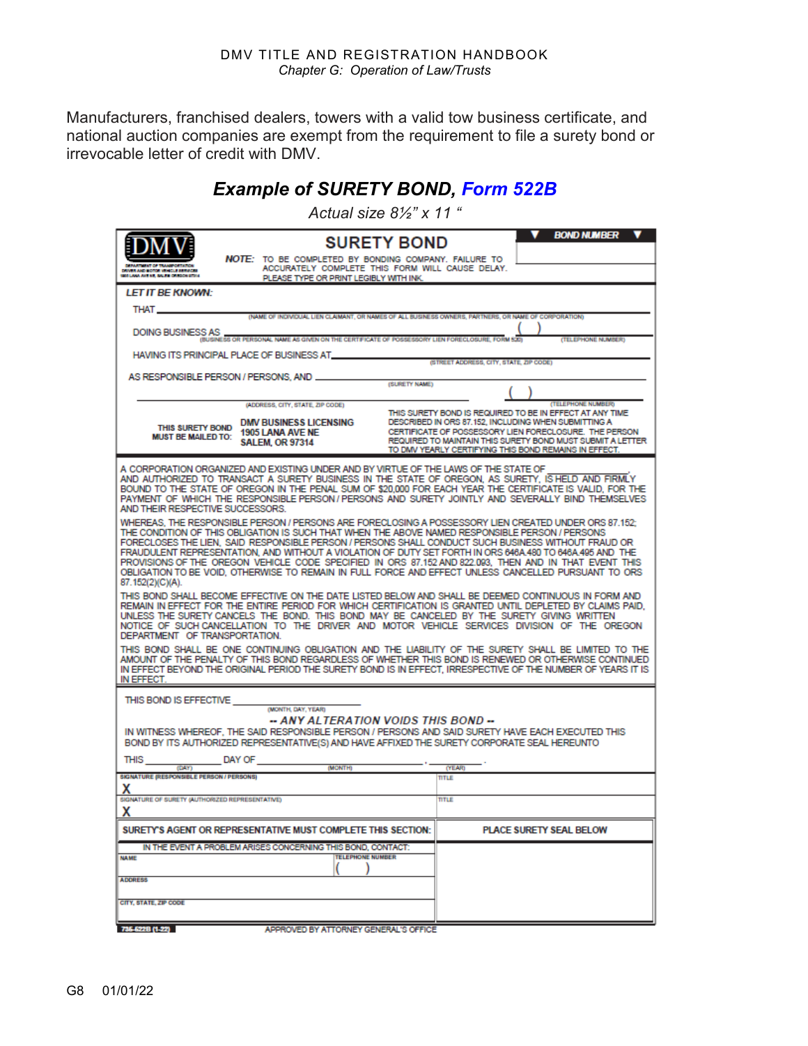Manufacturers, franchised dealers, towers with a valid tow business certificate, and national auction companies are exempt from the requirement to file a surety bond or irrevocable letter of credit with DMV.

## *Example of SURETY BOND, Form 522B*

*Actual size 8½" x 11 "*

DMV
DEPARTMENT OF TRANSPORTATION
DRIVER AND MOTOR VEHICLE SERVICES
1905 LANA AVE NE, SALEM OREGON 97314

**SURETY BOND**

**BOND NUMBER**

NOTE: TO BE COMPLETED BY BONDING COMPANY. FAILURE TO ACCURATELY COMPLETE THIS FORM WILL CAUSE DELAY. PLEASE TYPE OR PRINT LEGIBLY WITH INK.

***LET IT BE KNOWN:***

THAT ______________________________
(NAME OF INDIVIDUAL LIEN CLAIMANT, OR NAMES OF ALL BUSINESS OWNERS, PARTNERS, OR NAME OF CORPORATION)

DOING BUSINESS AS ______________________________ ( )
(BUSINESS OR PERSONAL NAME AS GIVEN ON THE CERTIFICATE OF POSSESSORY LIEN FORECLOSURE, FORM 520) (TELEPHONE NUMBER)

HAVING ITS PRINCIPAL PLACE OF BUSINESS AT ______________________________
(STREET ADDRESS, CITY, STATE, ZIP CODE)

AS RESPONSIBLE PERSON / PERSONS, AND ______________________________
(SURETY NAME)

______________________________ ( )
(ADDRESS, CITY, STATE, ZIP CODE) (TELEPHONE NUMBER)

THIS SURETY BOND MUST BE MAILED TO: **DMV BUSINESS LICENSING 1905 LANA AVE NE SALEM, OR 97314**

THIS SURETY BOND IS REQUIRED TO BE IN EFFECT AT ANY TIME DESCRIBED IN ORS 87.152, INCLUDING WHEN SUBMITTING A CERTIFICATE OF POSSESSORY LIEN FORECLOSURE. THE PERSON REQUIRED TO MAINTAIN THIS SURETY BOND MUST SUBMIT A LETTER TO DMV YEARLY CERTIFYING THIS BOND REMAINS IN EFFECT.

A CORPORATION ORGANIZED AND EXISTING UNDER AND BY VIRTUE OF THE LAWS OF THE STATE OF __________, AND AUTHORIZED TO TRANSACT A SURETY BUSINESS IN THE STATE OF OREGON, AS SURETY, IS HELD AND FIRMLY BOUND TO THE STATE OF OREGON IN THE PENAL SUM OF $20,000 FOR EACH YEAR THE CERTIFICATE IS VALID, FOR THE PAYMENT OF WHICH THE RESPONSIBLE PERSON / PERSONS AND SURETY JOINTLY AND SEVERALLY BIND THEMSELVES AND THEIR RESPECTIVE SUCCESSORS.

WHEREAS, THE RESPONSIBLE PERSON / PERSONS ARE FORECLOSING A POSSESSORY LIEN CREATED UNDER ORS 87.152; THE CONDITION OF THIS OBLIGATION IS SUCH THAT WHEN THE ABOVE NAMED RESPONSIBLE PERSON / PERSONS FORECLOSES THE LIEN, SAID RESPONSIBLE PERSON / PERSONS SHALL CONDUCT SUCH BUSINESS WITHOUT FRAUD OR FRAUDULENT REPRESENTATION, AND WITHOUT A VIOLATION OF DUTY SET FORTH IN ORS 646A.480 TO 646A.495 AND THE PROVISIONS OF THE OREGON VEHICLE CODE SPECIFIED IN ORS 87.152 AND 822.093, THEN AND IN THAT EVENT THIS OBLIGATION TO BE VOID, OTHERWISE TO REMAIN IN FULL FORCE AND EFFECT UNLESS CANCELLED PURSUANT TO ORS 87.152(2)(C)(A).

THIS BOND SHALL BECOME EFFECTIVE ON THE DATE LISTED BELOW AND SHALL BE DEEMED CONTINUOUS IN FORM AND REMAIN IN EFFECT FOR THE ENTIRE PERIOD FOR WHICH CERTIFICATION IS GRANTED UNTIL DEPLETED BY CLAIMS PAID, UNLESS THE SURETY CANCELS THE BOND. THIS BOND MAY BE CANCELED BY THE SURETY GIVING WRITTEN NOTICE OF SUCH CANCELLATION TO THE DRIVER AND MOTOR VEHICLE SERVICES DIVISION OF THE OREGON DEPARTMENT OF TRANSPORTATION.

THIS BOND SHALL BE ONE CONTINUING OBLIGATION AND THE LIABILITY OF THE SURETY SHALL BE LIMITED TO THE AMOUNT OF THE PENALTY OF THIS BOND REGARDLESS OF WHETHER THIS BOND IS RENEWED OR OTHERWISE CONTINUED IN EFFECT BEYOND THE ORIGINAL PERIOD THE SURETY BOND IS IN EFFECT, IRRESPECTIVE OF THE NUMBER OF YEARS IT IS IN EFFECT.

THIS BOND IS EFFECTIVE ______________________
(MONTH, DAY, YEAR)

***-- ANY ALTERATION VOIDS THIS BOND --***

IN WITNESS WHEREOF, THE SAID RESPONSIBLE PERSON / PERSONS AND SAID SURETY HAVE EACH EXECUTED THIS BOND BY ITS AUTHORIZED REPRESENTATIVE(S) AND HAVE AFFIXED THE SURETY CORPORATE SEAL HEREUNTO

THIS ________ DAY OF ______________________, ________ .
(DAY) (MONTH) (YEAR)

| SIGNATURE (RESPONSIBLE PERSON / PERSONS) | TITLE |
|---|---|
| X | |
| SIGNATURE OF SURETY (AUTHORIZED REPRESENTATIVE) | TITLE |
| X | |

| SURETY'S AGENT OR REPRESENTATIVE MUST COMPLETE THIS SECTION: | | PLACE SURETY SEAL BELOW |
|---|---|---|
| IN THE EVENT A PROBLEM ARISES CONCERNING THIS BOND, CONTACT: | | |
| NAME | TELEPHONE NUMBER ( ) | |
| ADDRESS | | |
| CITY, STATE, ZIP CODE | | |

735-522B (1-22) APPROVED BY ATTORNEY GENERAL'S OFFICE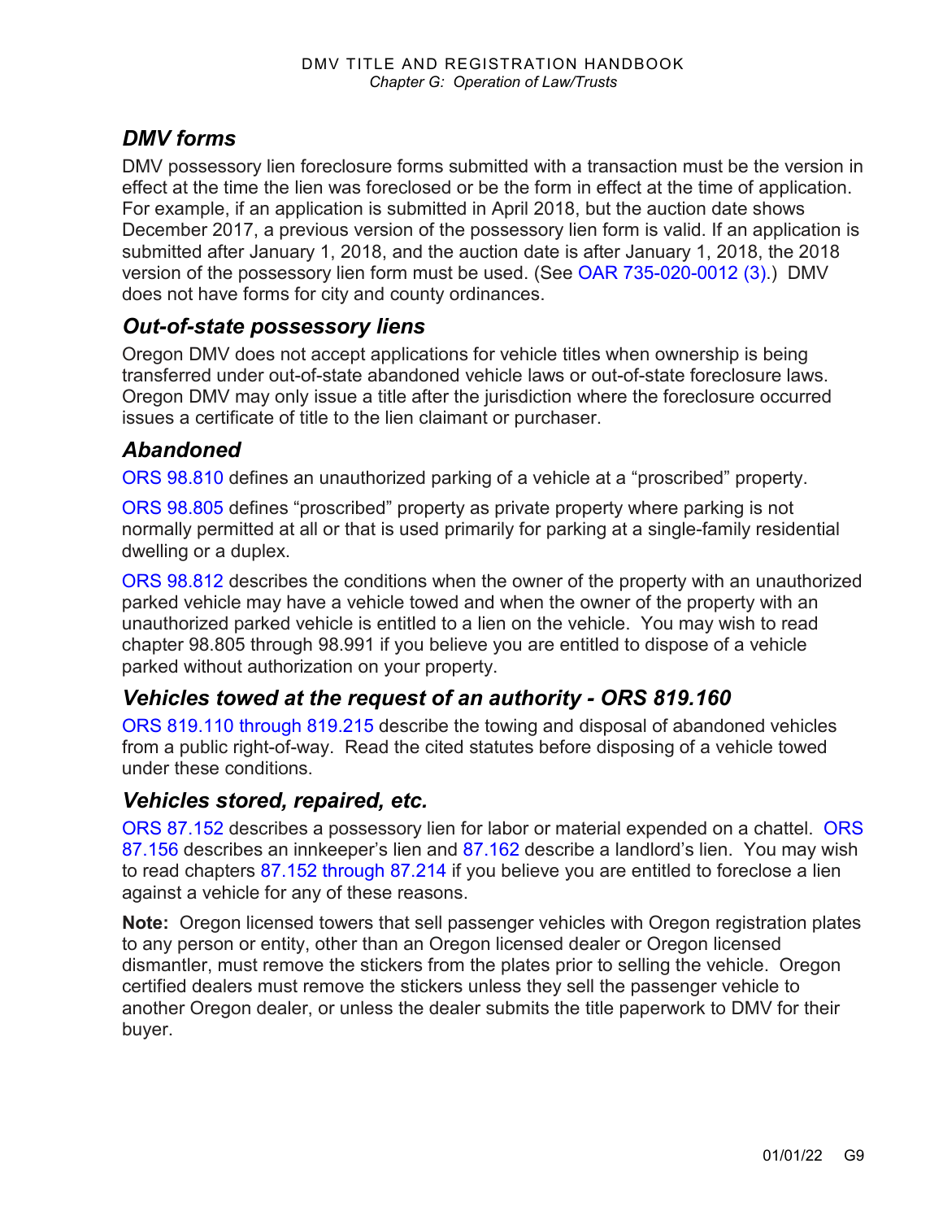## DMV forms

DMV possessory lien foreclosure forms submitted with a transaction must be the version in effect at the time the lien was foreclosed or be the form in effect at the time of application. For example, if an application is submitted in April 2018, but the auction date shows December 2017, a previous version of the possessory lien form is valid. If an application is submitted after January 1, 2018, and the auction date is after January 1, 2018, the 2018 version of the possessory lien form must be used. (See OAR 735-020-0012 (3).) DMV does not have forms for city and county ordinances.

## Out-of-state possessory liens

Oregon DMV does not accept applications for vehicle titles when ownership is being transferred under out-of-state abandoned vehicle laws or out-of-state foreclosure laws. Oregon DMV may only issue a title after the jurisdiction where the foreclosure occurred issues a certificate of title to the lien claimant or purchaser.

## Abandoned

ORS 98.810 defines an unauthorized parking of a vehicle at a "proscribed" property.

ORS 98.805 defines "proscribed" property as private property where parking is not normally permitted at all or that is used primarily for parking at a single-family residential dwelling or a duplex.

ORS 98.812 describes the conditions when the owner of the property with an unauthorized parked vehicle may have a vehicle towed and when the owner of the property with an unauthorized parked vehicle is entitled to a lien on the vehicle. You may wish to read chapter 98.805 through 98.991 if you believe you are entitled to dispose of a vehicle parked without authorization on your property.

## Vehicles towed at the request of an authority - ORS 819.160

ORS 819.110 through 819.215 describe the towing and disposal of abandoned vehicles from a public right-of-way. Read the cited statutes before disposing of a vehicle towed under these conditions.

## Vehicles stored, repaired, etc.

ORS 87.152 describes a possessory lien for labor or material expended on a chattel. ORS 87.156 describes an innkeeper's lien and 87.162 describe a landlord's lien. You may wish to read chapters 87.152 through 87.214 if you believe you are entitled to foreclose a lien against a vehicle for any of these reasons.

**Note:** Oregon licensed towers that sell passenger vehicles with Oregon registration plates to any person or entity, other than an Oregon licensed dealer or Oregon licensed dismantler, must remove the stickers from the plates prior to selling the vehicle. Oregon certified dealers must remove the stickers unless they sell the passenger vehicle to another Oregon dealer, or unless the dealer submits the title paperwork to DMV for their buyer.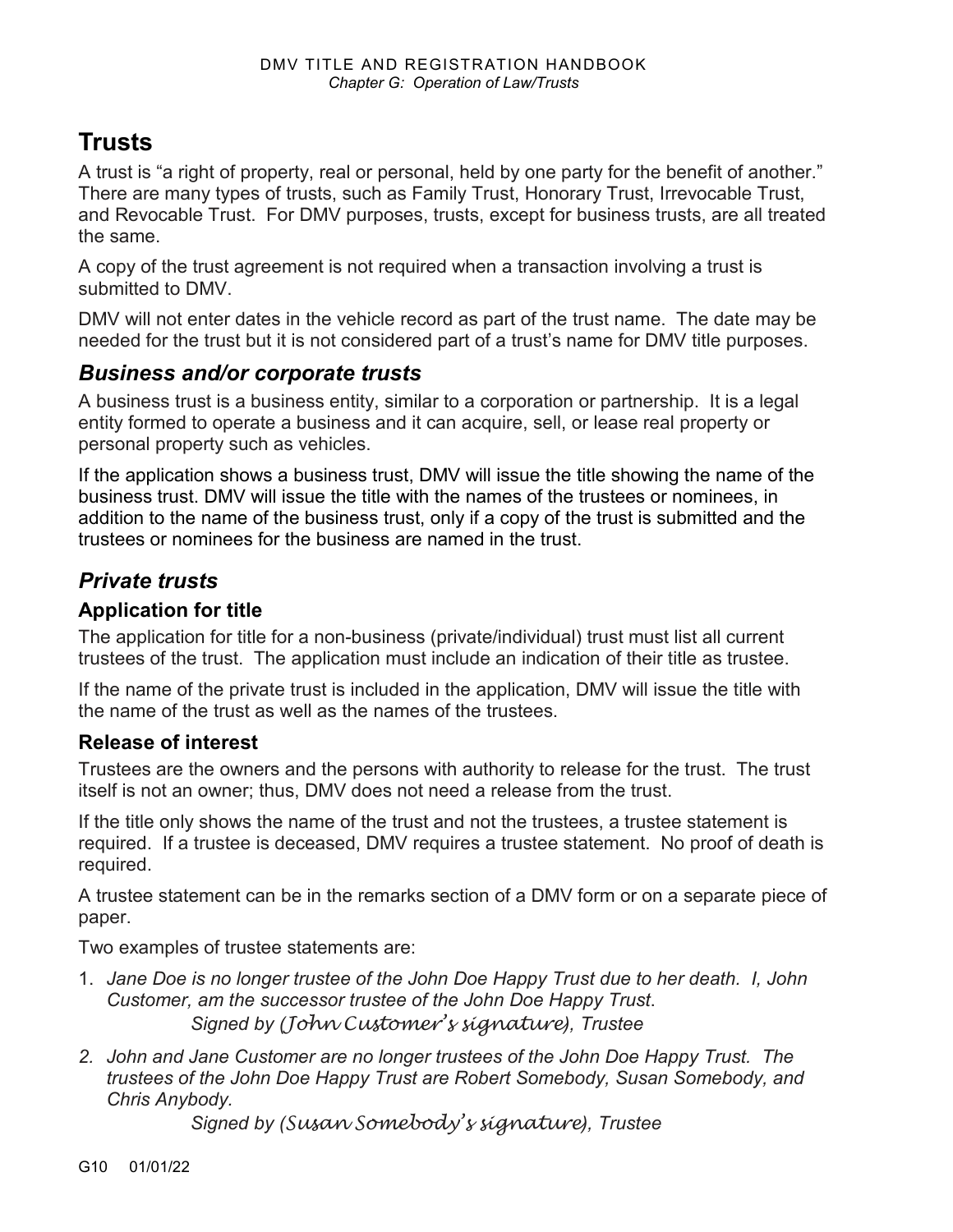# Trusts

A trust is "a right of property, real or personal, held by one party for the benefit of another." There are many types of trusts, such as Family Trust, Honorary Trust, Irrevocable Trust, and Revocable Trust. For DMV purposes, trusts, except for business trusts, are all treated the same.

A copy of the trust agreement is not required when a transaction involving a trust is submitted to DMV.

DMV will not enter dates in the vehicle record as part of the trust name. The date may be needed for the trust but it is not considered part of a trust's name for DMV title purposes.

## *Business and/or corporate trusts*

A business trust is a business entity, similar to a corporation or partnership. It is a legal entity formed to operate a business and it can acquire, sell, or lease real property or personal property such as vehicles.

If the application shows a business trust, DMV will issue the title showing the name of the business trust. DMV will issue the title with the names of the trustees or nominees, in addition to the name of the business trust, only if a copy of the trust is submitted and the trustees or nominees for the business are named in the trust.

## *Private trusts*

### Application for title

The application for title for a non-business (private/individual) trust must list all current trustees of the trust. The application must include an indication of their title as trustee.

If the name of the private trust is included in the application, DMV will issue the title with the name of the trust as well as the names of the trustees.

### Release of interest

Trustees are the owners and the persons with authority to release for the trust. The trust itself is not an owner; thus, DMV does not need a release from the trust.

If the title only shows the name of the trust and not the trustees, a trustee statement is required. If a trustee is deceased, DMV requires a trustee statement. No proof of death is required.

A trustee statement can be in the remarks section of a DMV form or on a separate piece of paper.

Two examples of trustee statements are:

1. *Jane Doe is no longer trustee of the John Doe Happy Trust due to her death. I, John Customer, am the successor trustee of the John Doe Happy Trust.*
   *Signed by (John Customer's signature), Trustee*
2. *John and Jane Customer are no longer trustees of the John Doe Happy Trust. The trustees of the John Doe Happy Trust are Robert Somebody, Susan Somebody, and Chris Anybody.*
   *Signed by (Susan Somebody's signature), Trustee*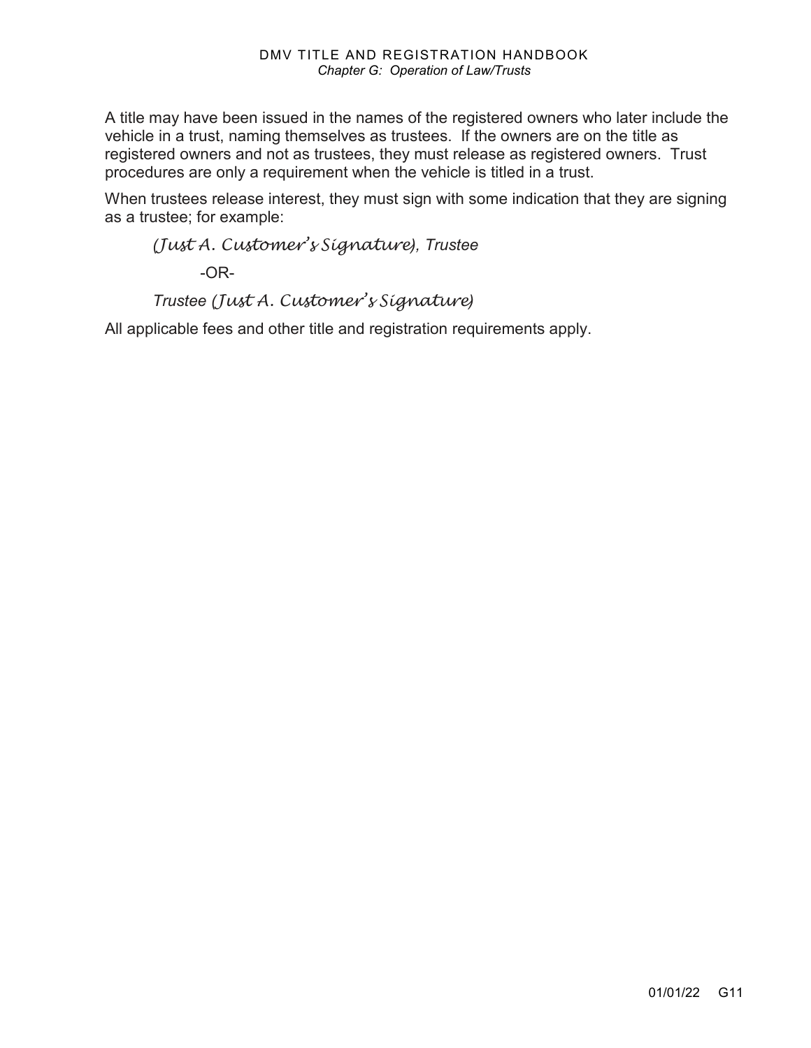A title may have been issued in the names of the registered owners who later include the vehicle in a trust, naming themselves as trustees. If the owners are on the title as registered owners and not as trustees, they must release as registered owners. Trust procedures are only a requirement when the vehicle is titled in a trust.

When trustees release interest, they must sign with some indication that they are signing as a trustee; for example:

*(Just A. Customer's Signature)*, Trustee

-OR-

Trustee *(Just A. Customer's Signature)*

All applicable fees and other title and registration requirements apply.